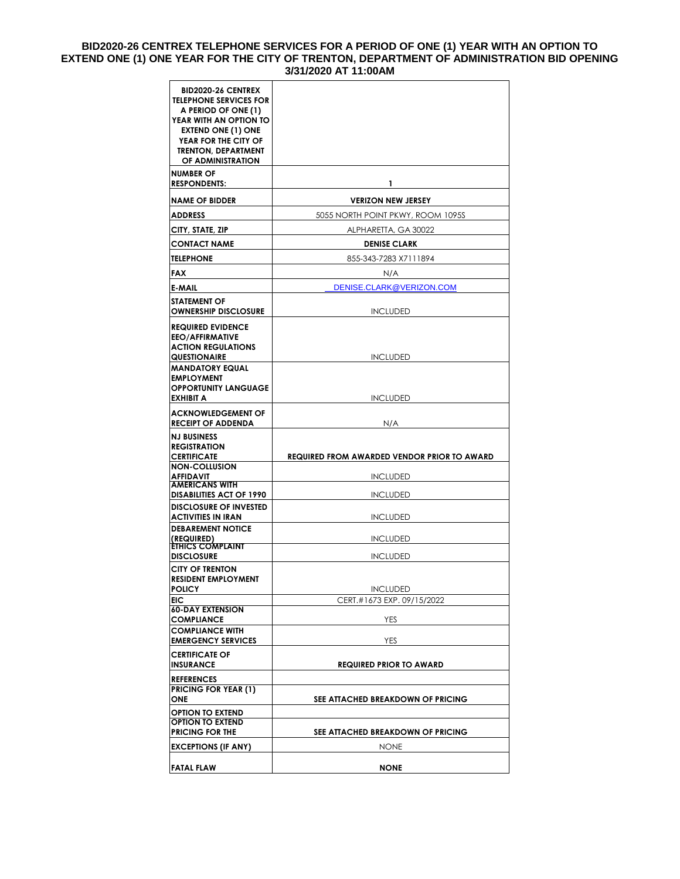# BID2020-26 CENTREX TELEPHONE SERVICES FOR A PERIOD OF ONE (1) YEAR WITH AN OPTION TO EXTEND ONE (1) ONE YEAR FOR THE CITY OF TRENTON, DEPARTMENT OF ADMINISTRATION BID OPENING 3/31/2020 AT 11:00AM

| BID2020-26 CENTREX TELEPHONE SERVICES FOR A PERIOD OF ONE (1) YEAR WITH AN OPTION TO EXTEND ONE (1) ONE YEAR FOR THE CITY OF TRENTON, DEPARTMENT OF ADMINISTRATION | |
|---|---|
| NUMBER OF RESPONDENTS: | 1 |
| NAME OF BIDDER | VERIZON NEW JERSEY |
| ADDRESS | 5055 NORTH POINT PKWY, ROOM 1095S |
| CITY, STATE, ZIP | ALPHARETTA, GA 30022 |
| CONTACT NAME | DENISE CLARK |
| TELEPHONE | 855-343-7283 X7111894 |
| FAX | N/A |
| E-MAIL | DENISE.CLARK@VERIZON.COM |
| STATEMENT OF OWNERSHIP DISCLOSURE | INCLUDED |
| REQUIRED EVIDENCE EEO/AFFIRMATIVE ACTION REGULATIONS QUESTIONAIRE | INCLUDED |
| MANDATORY EQUAL EMPLOYMENT OPPORTUNITY LANGUAGE EXHIBIT A | INCLUDED |
| ACKNOWLEDGEMENT OF RECEIPT OF ADDENDA | N/A |
| NJ BUSINESS REGISTRATION CERTIFICATE | REQUIRED FROM AWARDED VENDOR PRIOR TO AWARD |
| NON-COLLUSION AFFIDAVIT | INCLUDED |
| AMERICANS WITH DISABILITIES ACT OF 1990 | INCLUDED |
| DISCLOSURE OF INVESTED ACTIVITIES IN IRAN | INCLUDED |
| DEBAREMENT NOTICE (REQUIRED) | INCLUDED |
| ETHICS COMPLAINT DISCLOSURE | INCLUDED |
| CITY OF TRENTON RESIDENT EMPLOYMENT POLICY | INCLUDED |
| EIC | CERT.#1673 EXP. 09/15/2022 |
| 60-DAY EXTENSION COMPLIANCE | YES |
| COMPLIANCE WITH EMERGENCY SERVICES | YES |
| CERTIFICATE OF INSURANCE | REQUIRED PRIOR TO AWARD |
| REFERENCES | |
| PRICING FOR YEAR (1) ONE | SEE ATTACHED BREAKDOWN OF PRICING |
| OPTION TO EXTEND | |
| OPTION TO EXTEND PRICING FOR THE | SEE ATTACHED BREAKDOWN OF PRICING |
| EXCEPTIONS (IF ANY) | NONE |
| FATAL FLAW | NONE |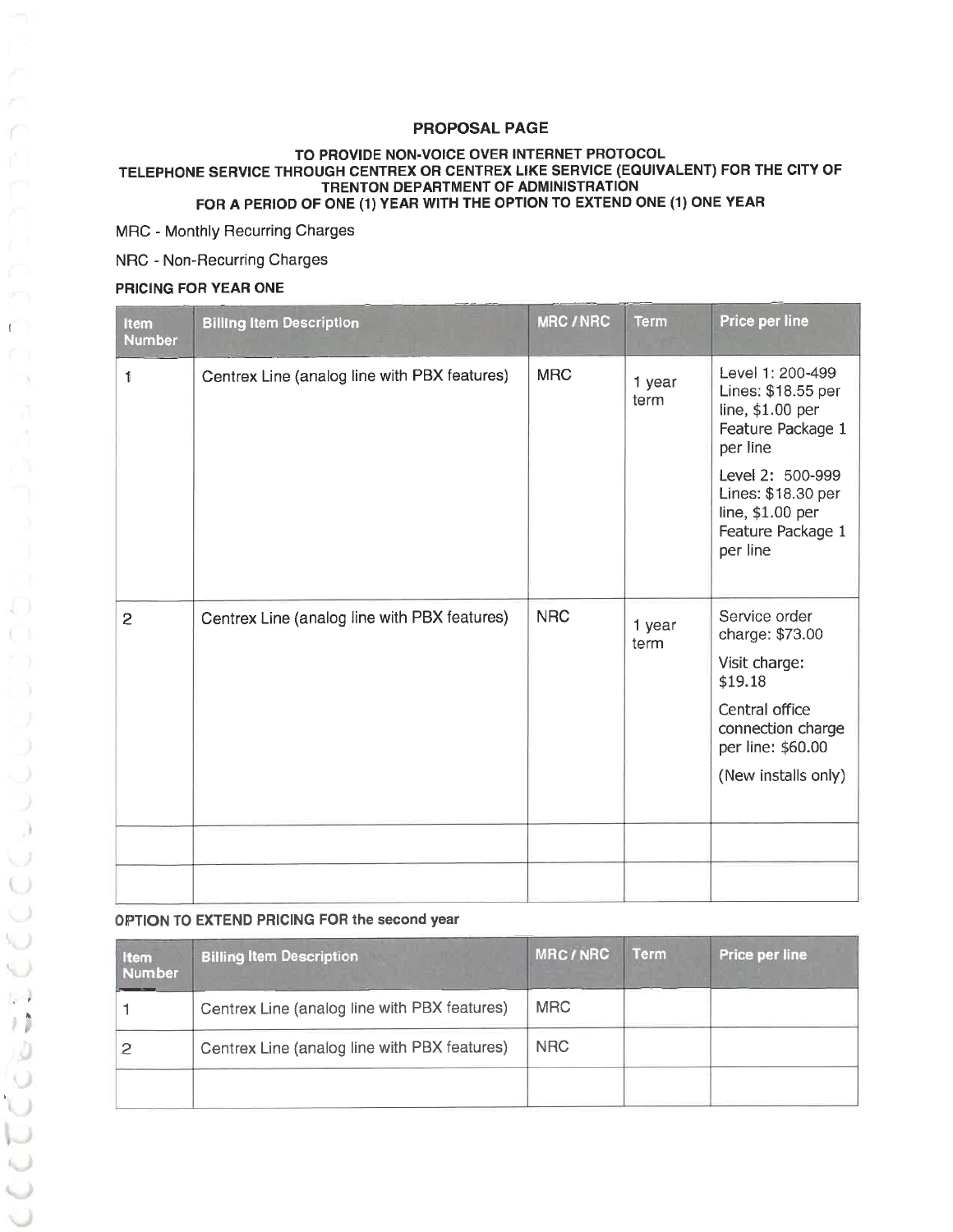## PROPOSAL PAGE

### TO PROVIDE NON-VOICE OVER INTERNET PROTOCOL TELEPHONE SERVICE THROUGH CENTREX OR CENTREX LIKE SERVICE (EQUIVALENT) FOR THE CITY OF TRENTON DEPARTMENT OF ADMINISTRATION FOR A PERIOD OF ONE (1) YEAR WITH THE OPTION TO EXTEND ONE (1) ONE YEAR

MRC - Monthly Recurring Charges

NRC - Non-Recurring Charges

**PRICING FOR YEAR ONE**

| Item Number | Billing Item Description | MRC / NRC | Term | Price per line |
|---|---|---|---|---|
| 1 | Centrex Line (analog line with PBX features) | MRC | 1 year term | Level 1: 200-499 Lines: $18.55 per line, $1.00 per Feature Package 1 per line<br><br>Level 2: 500-999 Lines: $18.30 per line, $1.00 per Feature Package 1 per line |
| 2 | Centrex Line (analog line with PBX features) | NRC | 1 year term | Service order charge: $73.00<br><br>Visit charge: $19.18<br><br>Central office connection charge per line: $60.00<br><br>(New installs only) |
| | | | | |
| | | | | |

**OPTION TO EXTEND PRICING FOR the second year**

| Item Number | Billing Item Description | MRC / NRC | Term | Price per line |
|---|---|---|---|---|
| 1 | Centrex Line (analog line with PBX features) | MRC | | |
| 2 | Centrex Line (analog line with PBX features) | NRC | | |
| | | | | |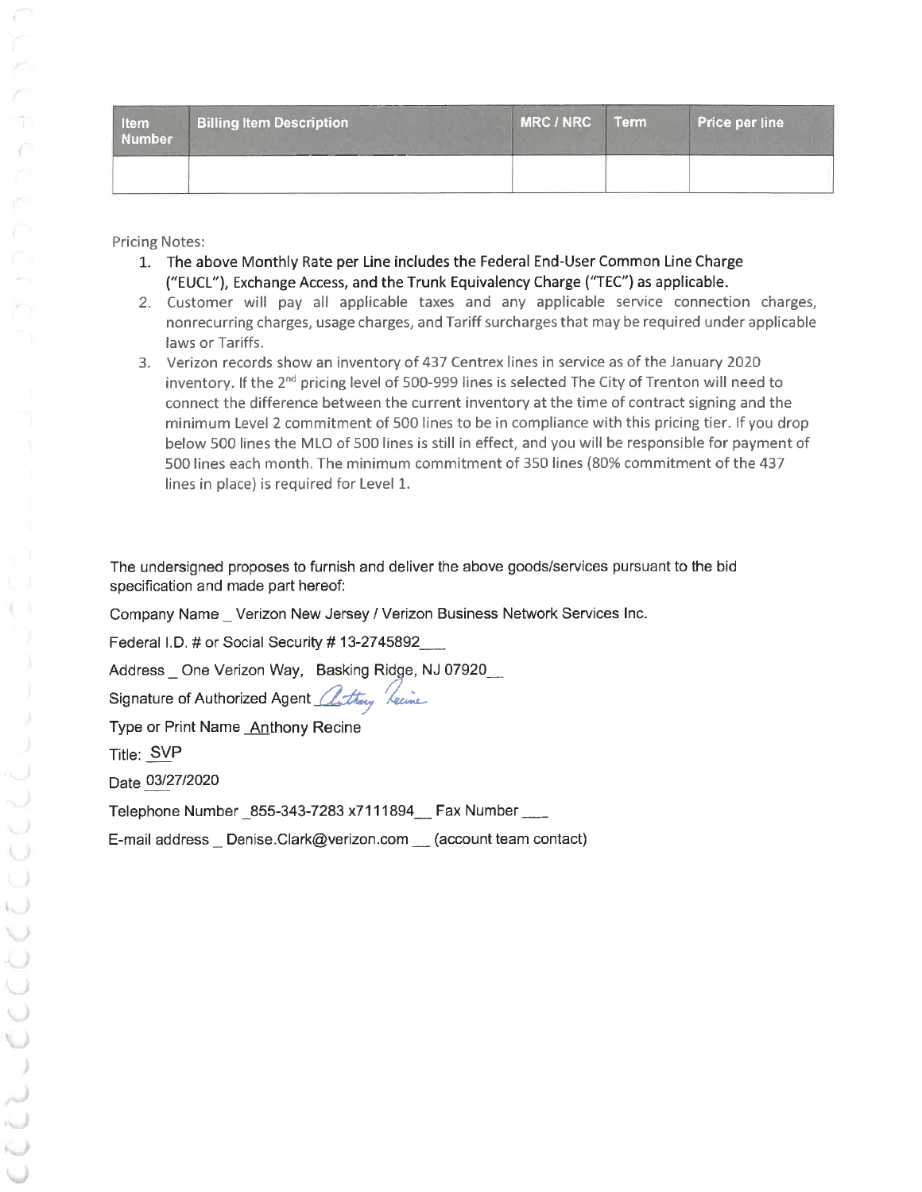| Item Number | Billing Item Description | MRC / NRC | Term | Price per line |
| --- | --- | --- | --- | --- |
| | | | | |

Pricing Notes:

1. The above Monthly Rate per Line includes the Federal End-User Common Line Charge ("EUCL"), Exchange Access, and the Trunk Equivalency Charge ("TEC") as applicable.
2. Customer will pay all applicable taxes and any applicable service connection charges, nonrecurring charges, usage charges, and Tariff surcharges that may be required under applicable laws or Tariffs.
3. Verizon records show an inventory of 437 Centrex lines in service as of the January 2020 inventory. If the 2nd pricing level of 500-999 lines is selected The City of Trenton will need to connect the difference between the current inventory at the time of contract signing and the minimum Level 2 commitment of 500 lines to be in compliance with this pricing tier. If you drop below 500 lines the MLO of 500 lines is still in effect, and you will be responsible for payment of 500 lines each month. The minimum commitment of 350 lines (80% commitment of the 437 lines in place) is required for Level 1.

The undersigned proposes to furnish and deliver the above goods/services pursuant to the bid specification and made part hereof:

Company Name _ Verizon New Jersey / Verizon Business Network Services Inc.

Federal I.D. # or Social Security # 13-2745892___

Address _ One Verizon Way, Basking Ridge, NJ 07920__

Signature of Authorized Agent _Anthony Recine_

Type or Print Name _Anthony Recine

Title: SVP

Date 03/27/2020

Telephone Number _855-343-7283 x7111894__ Fax Number ___

E-mail address _ Denise.Clark@verizon.com __ (account team contact)